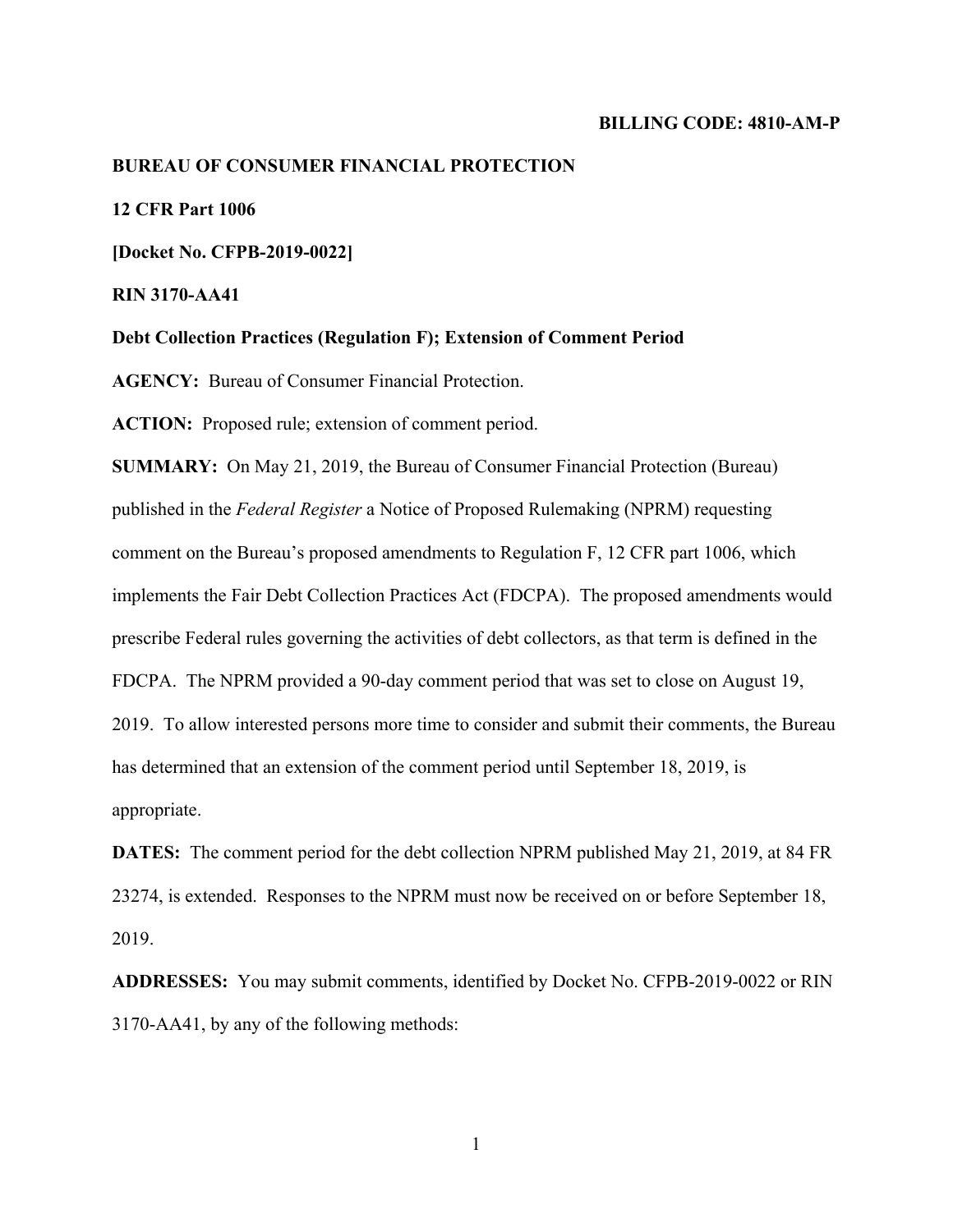**BILLING CODE: 4810-AM-P**

**BUREAU OF CONSUMER FINANCIAL PROTECTION**

**12 CFR Part 1006**

**[Docket No. CFPB-2019-0022]**

**RIN 3170-AA41**

**Debt Collection Practices (Regulation F); Extension of Comment Period**

**AGENCY:** Bureau of Consumer Financial Protection.

**ACTION:** Proposed rule; extension of comment period.

**SUMMARY:** On May 21, 2019, the Bureau of Consumer Financial Protection (Bureau) published in the *Federal Register* a Notice of Proposed Rulemaking (NPRM) requesting comment on the Bureau's proposed amendments to Regulation F, 12 CFR part 1006, which implements the Fair Debt Collection Practices Act (FDCPA). The proposed amendments would prescribe Federal rules governing the activities of debt collectors, as that term is defined in the FDCPA. The NPRM provided a 90-day comment period that was set to close on August 19, 2019. To allow interested persons more time to consider and submit their comments, the Bureau has determined that an extension of the comment period until September 18, 2019, is appropriate.

**DATES:** The comment period for the debt collection NPRM published May 21, 2019, at 84 FR 23274, is extended. Responses to the NPRM must now be received on or before September 18, 2019.

**ADDRESSES:** You may submit comments, identified by Docket No. CFPB-2019-0022 or RIN 3170-AA41, by any of the following methods: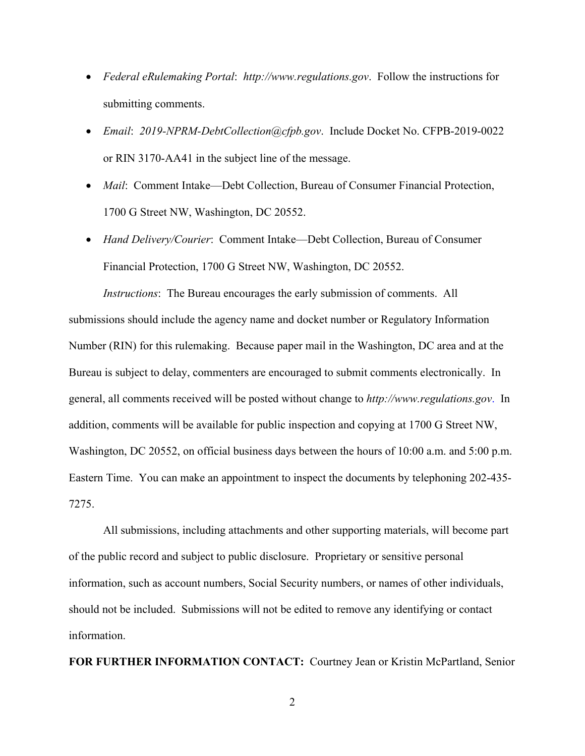- *Federal eRulemaking Portal*: *http://www.regulations.gov*. Follow the instructions for submitting comments.
- *Email*: *2019-NPRM-DebtCollection@cfpb.gov*. Include Docket No. CFPB-2019-0022 or RIN 3170-AA41 in the subject line of the message.
- *Mail*: Comment Intake—Debt Collection, Bureau of Consumer Financial Protection, 1700 G Street NW, Washington, DC 20552.
- *Hand Delivery/Courier*: Comment Intake—Debt Collection, Bureau of Consumer Financial Protection, 1700 G Street NW, Washington, DC 20552.

*Instructions*: The Bureau encourages the early submission of comments. All submissions should include the agency name and docket number or Regulatory Information Number (RIN) for this rulemaking. Because paper mail in the Washington, DC area and at the Bureau is subject to delay, commenters are encouraged to submit comments electronically. In general, all comments received will be posted without change to *http://www.regulations.gov*. In addition, comments will be available for public inspection and copying at 1700 G Street NW, Washington, DC 20552, on official business days between the hours of 10:00 a.m. and 5:00 p.m. Eastern Time. You can make an appointment to inspect the documents by telephoning 202-435-7275.

All submissions, including attachments and other supporting materials, will become part of the public record and subject to public disclosure. Proprietary or sensitive personal information, such as account numbers, Social Security numbers, or names of other individuals, should not be included. Submissions will not be edited to remove any identifying or contact information.

**FOR FURTHER INFORMATION CONTACT:** Courtney Jean or Kristin McPartland, Senior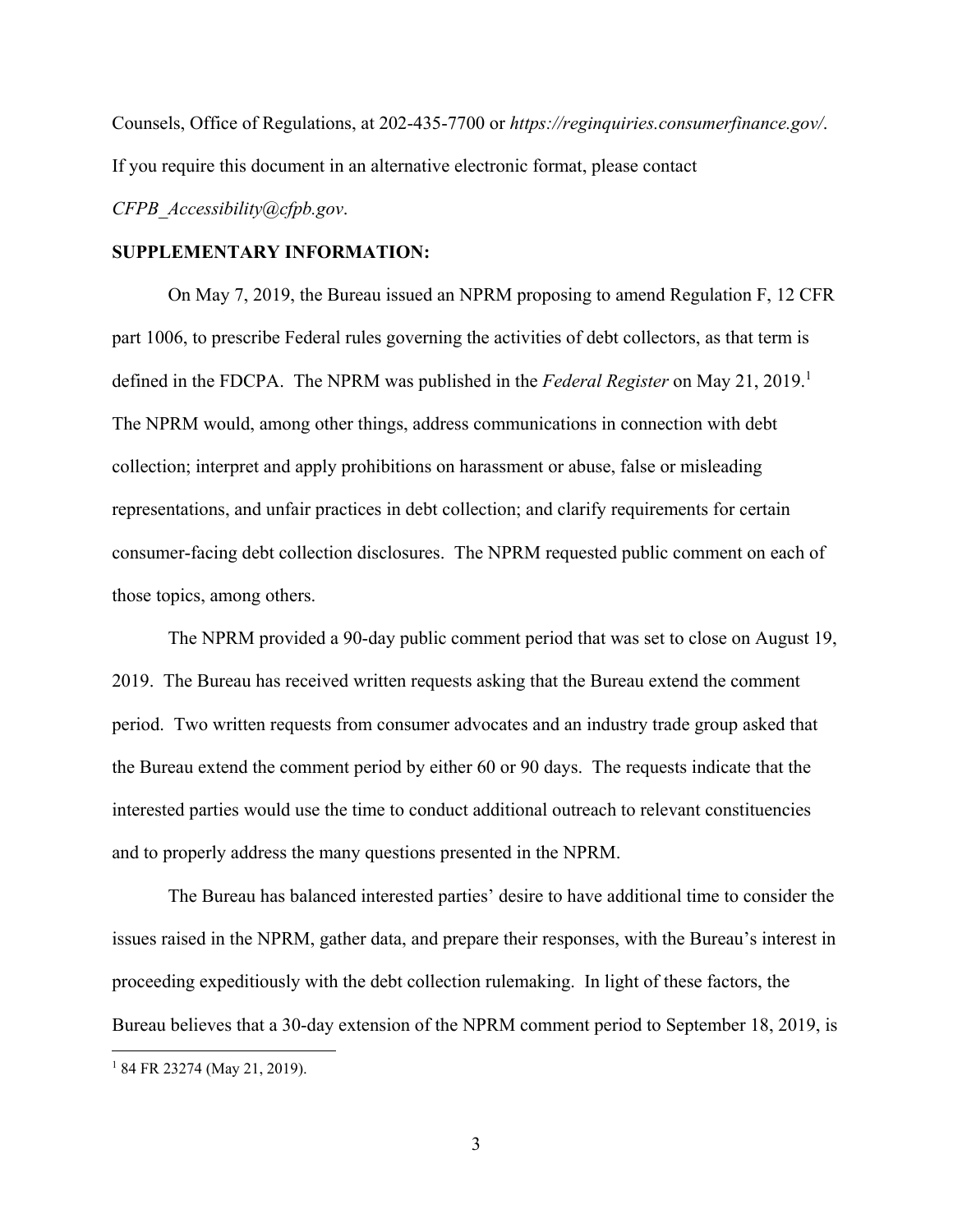Counsels, Office of Regulations, at 202-435-7700 or *https://reginquiries.consumerfinance.gov/*. If you require this document in an alternative electronic format, please contact *CFPB_Accessibility@cfpb.gov*.

**SUPPLEMENTARY INFORMATION:**

On May 7, 2019, the Bureau issued an NPRM proposing to amend Regulation F, 12 CFR part 1006, to prescribe Federal rules governing the activities of debt collectors, as that term is defined in the FDCPA. The NPRM was published in the *Federal Register* on May 21, 2019.[1] The NPRM would, among other things, address communications in connection with debt collection; interpret and apply prohibitions on harassment or abuse, false or misleading representations, and unfair practices in debt collection; and clarify requirements for certain consumer-facing debt collection disclosures. The NPRM requested public comment on each of those topics, among others.

The NPRM provided a 90-day public comment period that was set to close on August 19, 2019. The Bureau has received written requests asking that the Bureau extend the comment period. Two written requests from consumer advocates and an industry trade group asked that the Bureau extend the comment period by either 60 or 90 days. The requests indicate that the interested parties would use the time to conduct additional outreach to relevant constituencies and to properly address the many questions presented in the NPRM.

The Bureau has balanced interested parties' desire to have additional time to consider the issues raised in the NPRM, gather data, and prepare their responses, with the Bureau's interest in proceeding expeditiously with the debt collection rulemaking. In light of these factors, the Bureau believes that a 30-day extension of the NPRM comment period to September 18, 2019, is

---

[1] 84 FR 23274 (May 21, 2019).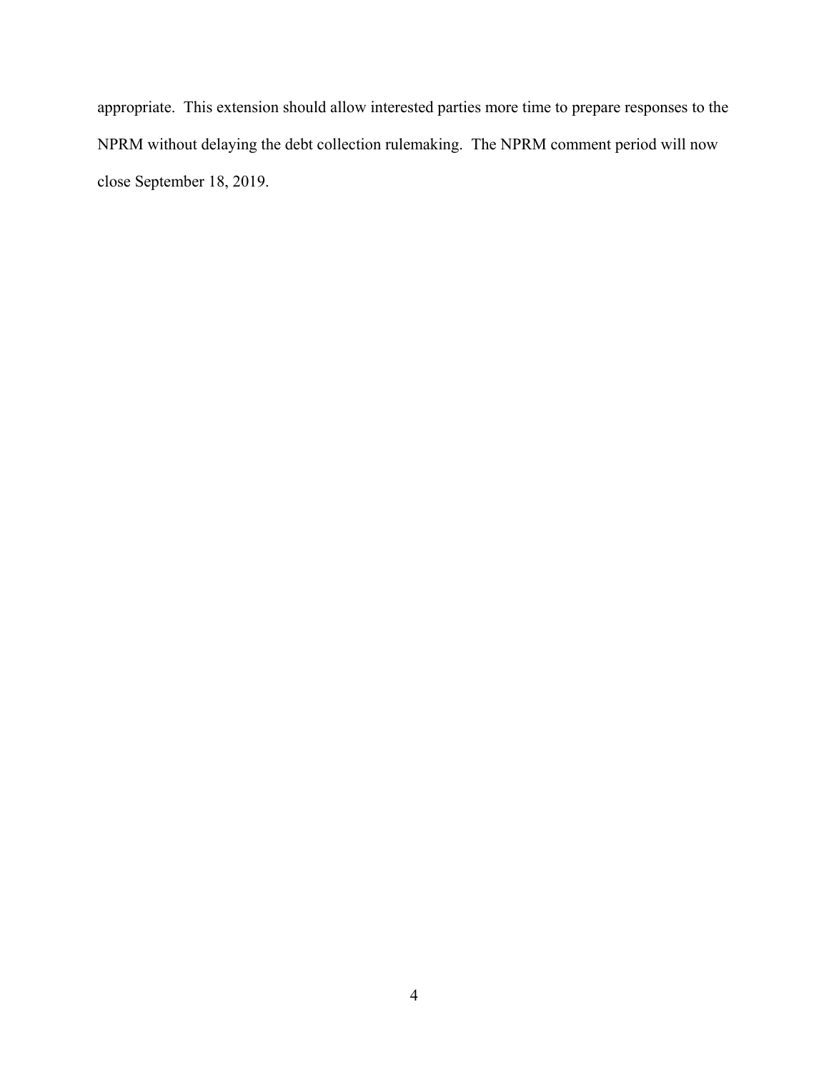appropriate. This extension should allow interested parties more time to prepare responses to the NPRM without delaying the debt collection rulemaking. The NPRM comment period will now close September 18, 2019.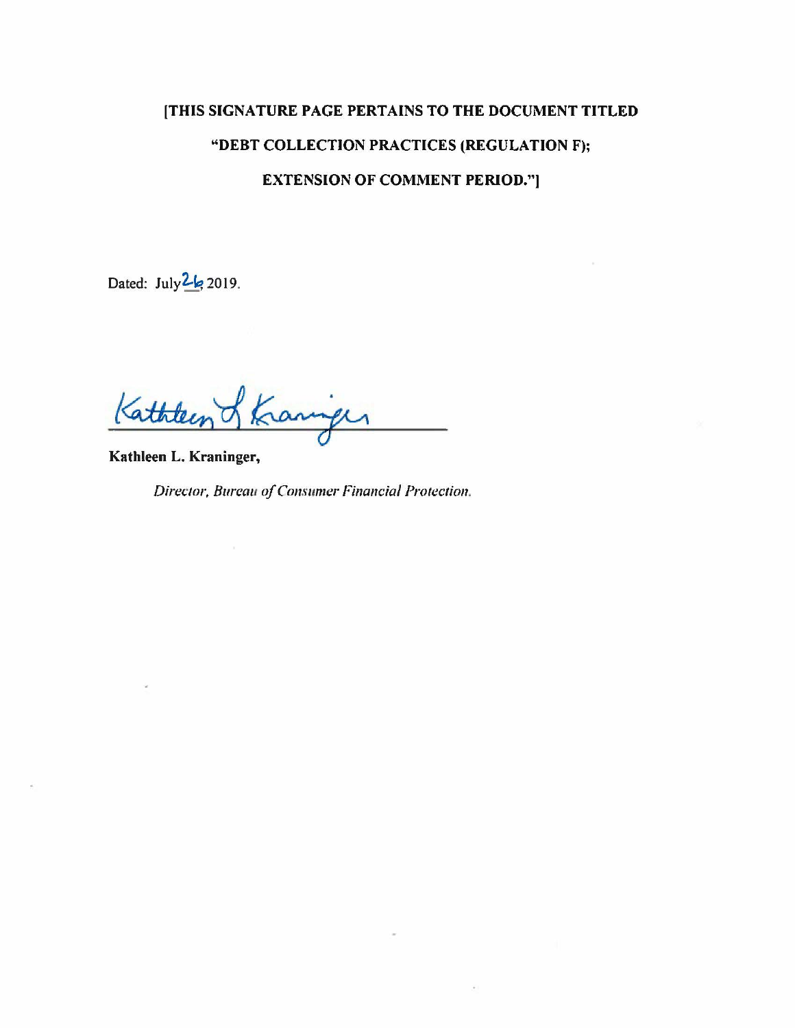**[THIS SIGNATURE PAGE PERTAINS TO THE DOCUMENT TITLED**

**"DEBT COLLECTION PRACTICES (REGULATION F);**

**EXTENSION OF COMMENT PERIOD."]**

Dated: July 26, 2019.

Kathleen L. Kraninger

**Kathleen L. Kraninger,**

*Director, Bureau of Consumer Financial Protection.*